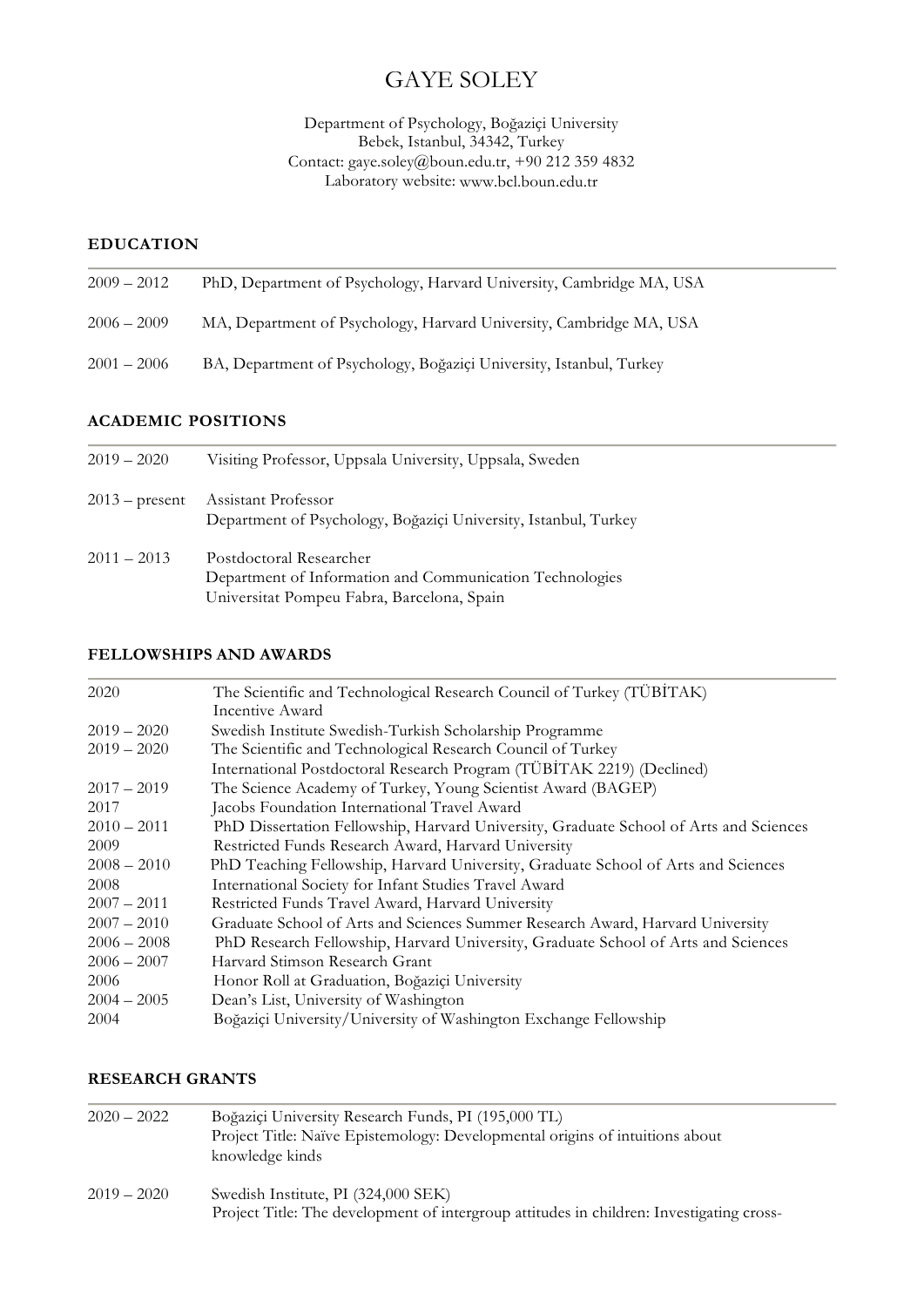# GAYE SOLEY

Department of Psychology, Boğaziçi University
Bebek, Istanbul, 34342, Turkey
Contact: gaye.soley@boun.edu.tr, +90 212 359 4832
Laboratory website: www.bcl.boun.edu.tr

## EDUCATION

2009 – 2012 PhD, Department of Psychology, Harvard University, Cambridge MA, USA

2006 – 2009 MA, Department of Psychology, Harvard University, Cambridge MA, USA

2001 – 2006 BA, Department of Psychology, Boğaziçi University, Istanbul, Turkey

## ACADEMIC POSITIONS

2019 – 2020 Visiting Professor, Uppsala University, Uppsala, Sweden

2013 – present Assistant Professor
Department of Psychology, Boğaziçi University, Istanbul, Turkey

2011 – 2013 Postdoctoral Researcher
Department of Information and Communication Technologies
Universitat Pompeu Fabra, Barcelona, Spain

## FELLOWSHIPS AND AWARDS

2020 The Scientific and Technological Research Council of Turkey (TÜBİTAK) Incentive Award
2019 – 2020 Swedish Institute Swedish-Turkish Scholarship Programme
2019 – 2020 The Scientific and Technological Research Council of Turkey International Postdoctoral Research Program (TÜBİTAK 2219) (Declined)
2017 – 2019 The Science Academy of Turkey, Young Scientist Award (BAGEP)
2017 Jacobs Foundation International Travel Award
2010 – 2011 PhD Dissertation Fellowship, Harvard University, Graduate School of Arts and Sciences
2009 Restricted Funds Research Award, Harvard University
2008 – 2010 PhD Teaching Fellowship, Harvard University, Graduate School of Arts and Sciences
2008 International Society for Infant Studies Travel Award
2007 – 2011 Restricted Funds Travel Award, Harvard University
2007 – 2010 Graduate School of Arts and Sciences Summer Research Award, Harvard University
2006 – 2008 PhD Research Fellowship, Harvard University, Graduate School of Arts and Sciences
2006 – 2007 Harvard Stimson Research Grant
2006 Honor Roll at Graduation, Boğaziçi University
2004 – 2005 Dean's List, University of Washington
2004 Boğaziçi University/University of Washington Exchange Fellowship

## RESEARCH GRANTS

2020 – 2022 Boğaziçi University Research Funds, PI (195,000 TL)
Project Title: Naïve Epistemology: Developmental origins of intuitions about knowledge kinds

2019 – 2020 Swedish Institute, PI (324,000 SEK)
Project Title: The development of intergroup attitudes in children: Investigating cross-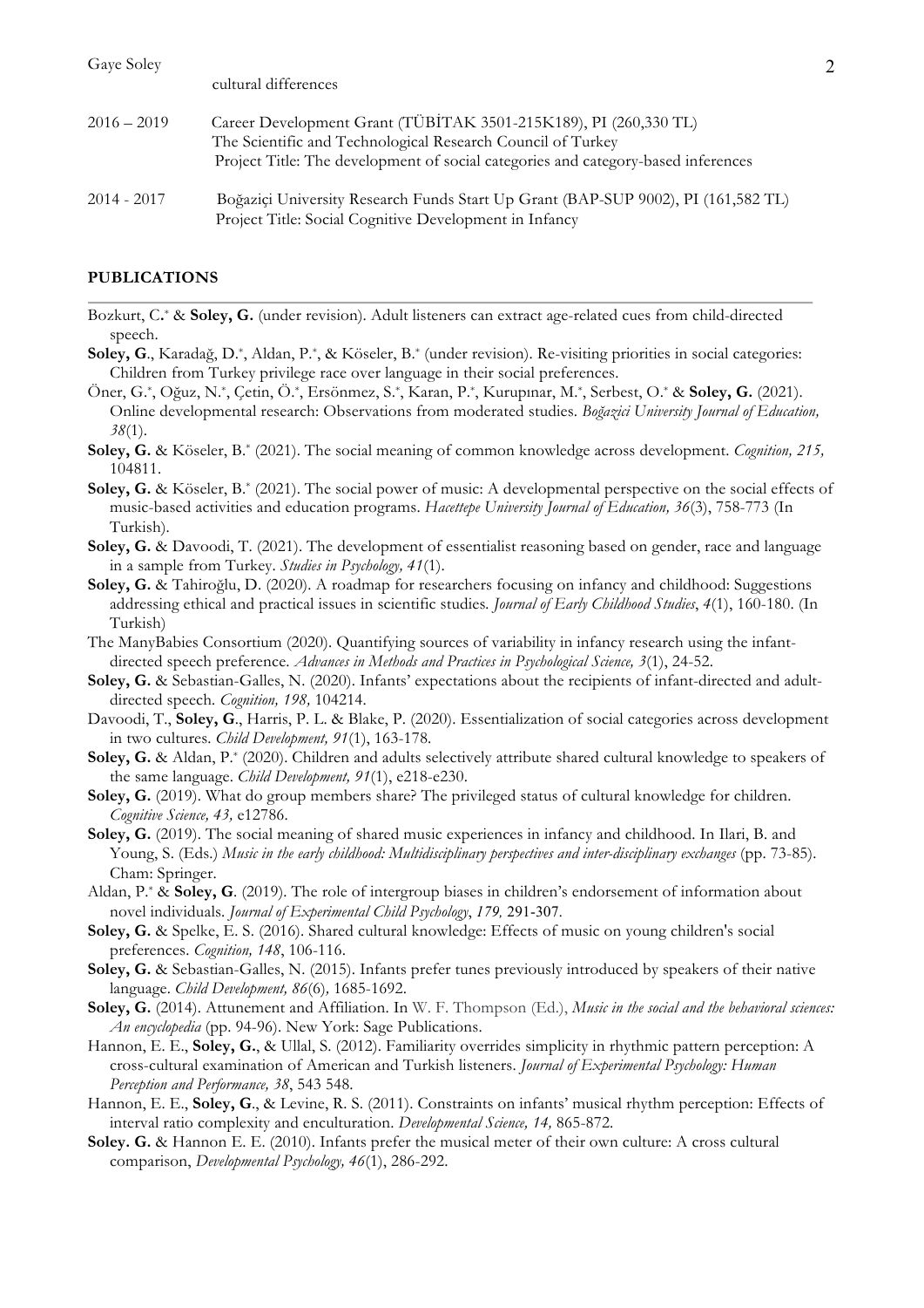cultural differences

2016 – 2019 Career Development Grant (TÜBİTAK 3501-215K189), PI (260,330 TL)
The Scientific and Technological Research Council of Turkey
Project Title: The development of social categories and category-based inferences

2014 - 2017 Boğaziçi University Research Funds Start Up Grant (BAP-SUP 9002), PI (161,582 TL)
Project Title: Social Cognitive Development in Infancy

**PUBLICATIONS**

Bozkurt, C.* & **Soley, G.** (under revision). Adult listeners can extract age-related cues from child-directed speech.

**Soley, G**., Karadağ, D.*, Aldan, P.*, & Köseler, B.* (under revision). Re-visiting priorities in social categories: Children from Turkey privilege race over language in their social preferences.

Öner, G.*, Oğuz, N.*, Çetin, Ö.*, Ersönmez, S.*, Karan, P.*, Kurupınar, M.*, Serbest, O.* & **Soley, G.** (2021). Online developmental research: Observations from moderated studies. *Boğaziçi University Journal of Education, 38*(1).

**Soley, G.** & Köseler, B.* (2021). The social meaning of common knowledge across development. *Cognition, 215,* 104811.

**Soley, G.** & Köseler, B.* (2021). The social power of music: A developmental perspective on the social effects of music-based activities and education programs. *Hacettepe University Journal of Education, 36*(3), 758-773 (In Turkish).

**Soley, G.** & Davoodi, T. (2021). The development of essentialist reasoning based on gender, race and language in a sample from Turkey. *Studies in Psychology, 41*(1).

**Soley, G.** & Tahiroğlu, D. (2020). A roadmap for researchers focusing on infancy and childhood: Suggestions addressing ethical and practical issues in scientific studies. *Journal of Early Childhood Studies*, *4*(1), 160-180. (In Turkish)

The ManyBabies Consortium (2020). Quantifying sources of variability in infancy research using the infant-directed speech preference. *Advances in Methods and Practices in Psychological Science, 3*(1), 24-52.

**Soley, G.** & Sebastian-Galles, N. (2020). Infants' expectations about the recipients of infant-directed and adult-directed speech. *Cognition, 198,* 104214.

Davoodi, T., **Soley, G**., Harris, P. L. & Blake, P. (2020). Essentialization of social categories across development in two cultures. *Child Development, 91*(1), 163-178.

**Soley, G.** & Aldan, P.* (2020). Children and adults selectively attribute shared cultural knowledge to speakers of the same language. *Child Development, 91*(1), e218-e230.

**Soley, G.** (2019). What do group members share? The privileged status of cultural knowledge for children. *Cognitive Science, 43,* e12786.

**Soley, G.** (2019). The social meaning of shared music experiences in infancy and childhood. In Ilari, B. and Young, S. (Eds.) *Music in the early childhood: Multidisciplinary perspectives and inter-disciplinary exchanges* (pp. 73-85). Cham: Springer.

Aldan, P.* & **Soley, G**. (2019). The role of intergroup biases in children's endorsement of information about novel individuals. *Journal of Experimental Child Psychology*, *179,* 291-307.

**Soley, G.** & Spelke, E. S. (2016). Shared cultural knowledge: Effects of music on young children's social preferences. *Cognition, 148*, 106-116.

**Soley, G.** & Sebastian-Galles, N. (2015). Infants prefer tunes previously introduced by speakers of their native language. *Child Development, 86*(6), 1685-1692.

**Soley, G.** (2014). Attunement and Affiliation. In W. F. Thompson (Ed.), *Music in the social and the behavioral sciences: An encyclopedia* (pp. 94-96). New York: Sage Publications.

Hannon, E. E., **Soley, G.**, & Ullal, S. (2012). Familiarity overrides simplicity in rhythmic pattern perception: A cross-cultural examination of American and Turkish listeners. *Journal of Experimental Psychology: Human Perception and Performance, 38*, 543 548.

Hannon, E. E., **Soley, G**., & Levine, R. S. (2011). Constraints on infants' musical rhythm perception: Effects of interval ratio complexity and enculturation. *Developmental Science, 14,* 865-872.

**Soley. G.** & Hannon E. E. (2010). Infants prefer the musical meter of their own culture: A cross cultural comparison, *Developmental Psychology, 46*(1), 286-292.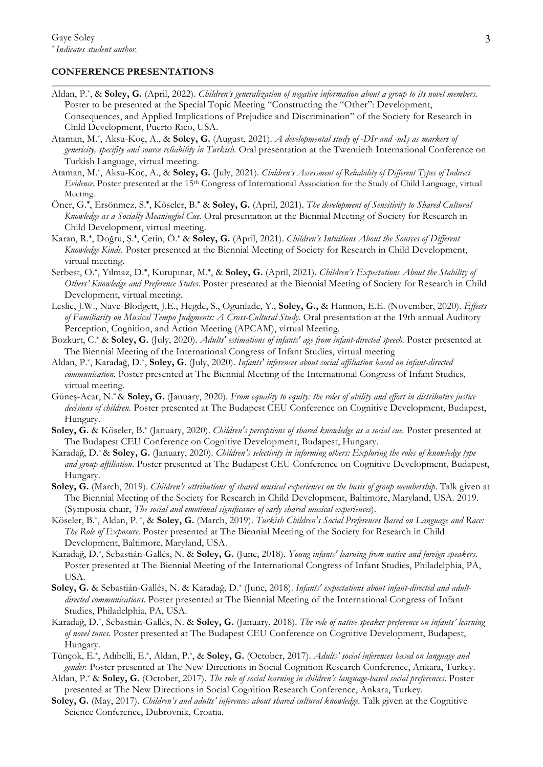## CONFERENCE PRESENTATIONS

Aldan, P.*, & **Soley, G.** (April, 2022). *Children's generalization of negative information about a group to its novel members*. Poster to be presented at the Special Topic Meeting "Constructing the "Other": Development, Consequences, and Applied Implications of Prejudice and Discrimination" of the Society for Research in Child Development, Puerto Rico, USA.

Ataman, M.*, Aksu-Koç, A., & **Soley, G.** (August, 2021). *A developmental study of -DIr and -mIş as markers of genericity, specifity and source reliability in Turkish.* Oral presentation at the Twentieth International Conference on Turkish Language, virtual meeting.

Ataman, M.*, Aksu-Koç, A., & **Soley, G.** (July, 2021). *Children's Assessment of Reliability of Different Types of Indirect Evidence.* Poster presented at the 15th Congress of International Association for the Study of Child Language, virtual Meeting.

Öner, G.*, Ersönmez, S.*, Köseler, B.* & **Soley, G.** (April, 2021). *The development of Sensitivity to Shared Cultural Knowledge as a Socially Meaningful Cue.* Oral presentation at the Biennial Meeting of Society for Research in Child Development, virtual meeting.

Karan, R.*, Doğru, Ş.*, Çetin, Ö.* & **Soley, G.** (April, 2021). *Children's Intuitions About the Sources of Different Knowledge Kinds.* Poster presented at the Biennial Meeting of Society for Research in Child Development, virtual meeting.

Serbest, O.*, Yılmaz, D.*, Kurupınar, M.*, & **Soley, G.** (April, 2021). *Children's Expectations About the Stability of Others' Knowledge and Preference States*. Poster presented at the Biennial Meeting of Society for Research in Child Development, virtual meeting.

Leslie, J.W., Nave-Blodgett, J.E., Hegde, S., Ogunlade, Y., **Soley, G.,** & Hannon, E.E. (November, 2020). *Effects of Familiarity on Musical Tempo Judgments: A Cross-Cultural Study.* Oral presentation at the 19th annual Auditory Perception, Cognition, and Action Meeting (APCAM), virtual Meeting.

Bozkurt, C.* & **Soley, G.** (July, 2020). *Adults' estimations of infants' age from infant-directed speech.* Poster presented at The Biennial Meeting of the International Congress of Infant Studies, virtual meeting

Aldan, P.*, Karadağ, D.*, **Soley, G.** (July, 2020). *Infants' inferences about social affiliation based on infant-directed communication.* Poster presented at The Biennial Meeting of the International Congress of Infant Studies, virtual meeting.

Güneş-Acar, N.* & **Soley, G.** (January, 2020). *From equality to equity: the roles of ability and effort in distributive justice decisions of children.* Poster presented at The Budapest CEU Conference on Cognitive Development, Budapest, Hungary.

**Soley, G.** & Köseler, B.* (January, 2020). *Children's perceptions of shared knowledge as a social cue.* Poster presented at The Budapest CEU Conference on Cognitive Development, Budapest, Hungary.

Karadağ, D.* & **Soley, G.** (January, 2020). *Children's selectivity in informing others: Exploring the roles of knowledge type and group affiliation*. Poster presented at The Budapest CEU Conference on Cognitive Development, Budapest, Hungary.

**Soley, G.** (March, 2019). *Children's attributions of shared musical experiences on the basis of group membership.* Talk given at The Biennial Meeting of the Society for Research in Child Development, Baltimore, Maryland, USA. 2019. (Symposia chair, *The social and emotional significance of early shared musical experiences*).

Köseler, B.*, Aldan, P.*, & **Soley, G.** (March, 2019). *Turkish Children's Social Preferences Based on Language and Race: The Role of Exposure.* Poster presented at The Biennial Meeting of the Society for Research in Child Development, Baltimore, Maryland, USA.

Karadağ, D.*, Sebastián-Gallés, N. & **Soley, G.** (June, 2018). *Young infants' learning from native and foreign speakers*. Poster presented at The Biennial Meeting of the International Congress of Infant Studies, Philadelphia, PA, USA.

**Soley, G.** & Sebastián-Gallés, N. & Karadağ, D.* (June, 2018). *Infants' expectations about infant-directed and adult-directed communications*. Poster presented at The Biennial Meeting of the International Congress of Infant Studies, Philadelphia, PA, USA.

Karadağ, D.*, Sebastián-Gallés, N. & **Soley, G.** (January, 2018). *The role of native speaker preference on infants' learning of novel tunes*. Poster presented at The Budapest CEU Conference on Cognitive Development, Budapest, Hungary.

Tünçok, E.*, Adıbelli, E.*, Aldan, P.*, & **Soley, G.** (October, 2017). *Adults' social inferences based on language and gender.* Poster presented at The New Directions in Social Cognition Research Conference, Ankara, Turkey.

Aldan, P.* & **Soley, G.** (October, 2017). *The role of social learning in children's language-based social preferences*. Poster presented at The New Directions in Social Cognition Research Conference, Ankara, Turkey.

**Soley, G.** (May, 2017). *Children's and adults' inferences about shared cultural knowledge*. Talk given at the Cognitive Science Conference, Dubrovnik, Croatia.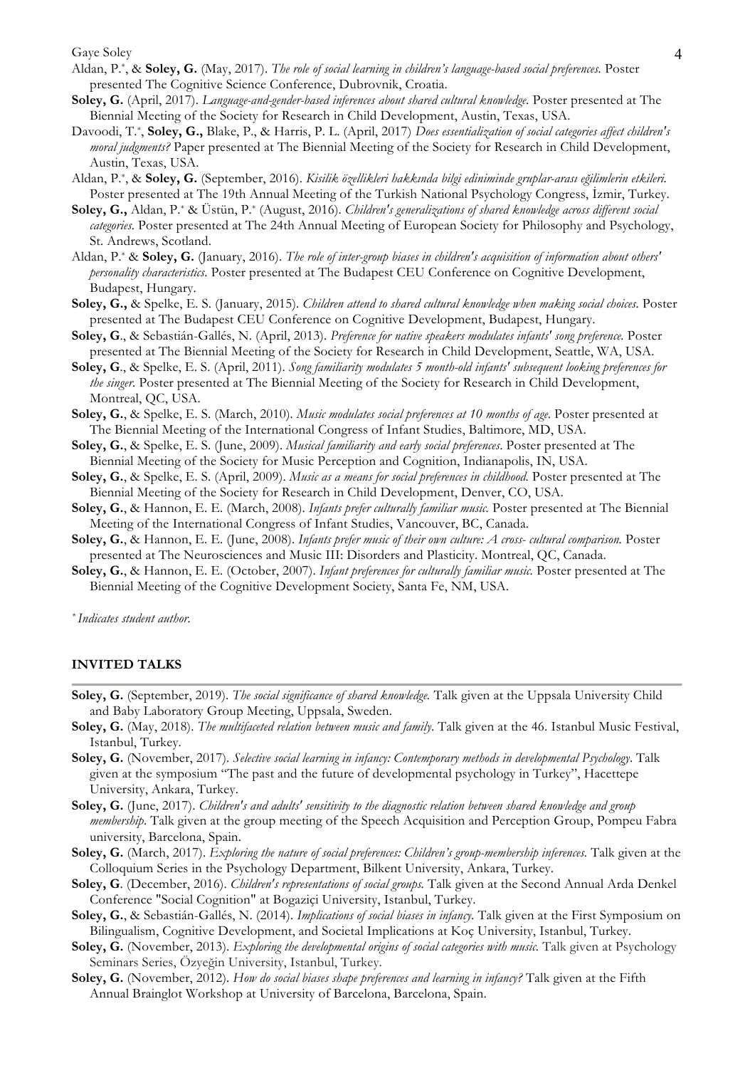Aldan, P.*, & **Soley, G.** (May, 2017). *The role of social learning in children's language-based social preferences.* Poster presented The Cognitive Science Conference, Dubrovnik, Croatia.

**Soley, G.** (April, 2017). *Language-and-gender-based inferences about shared cultural knowledge.* Poster presented at The Biennial Meeting of the Society for Research in Child Development, Austin, Texas, USA.

Davoodi, T.*, **Soley, G.,** Blake, P., & Harris, P. L. (April, 2017) *Does essentialization of social categories affect children's moral judgments?* Paper presented at The Biennial Meeting of the Society for Research in Child Development, Austin, Texas, USA.

Aldan, P.*, & **Soley, G.** (September, 2016). *Kisilik özellikleri hakkında bilgi ediniminde gruplar-arası eğilimlerin etkileri.* Poster presented at The 19th Annual Meeting of the Turkish National Psychology Congress, İzmir, Turkey.

**Soley, G.,** Aldan, P.* & Üstün, P.* (August, 2016). *Children's generalizations of shared knowledge across different social categories.* Poster presented at The 24th Annual Meeting of European Society for Philosophy and Psychology, St. Andrews, Scotland.

Aldan, P.* & **Soley, G.** (January, 2016). *The role of inter-group biases in children's acquisition of information about others' personality characteristics.* Poster presented at The Budapest CEU Conference on Cognitive Development, Budapest, Hungary.

**Soley, G.,** & Spelke, E. S. (January, 2015). *Children attend to shared cultural knowledge when making social choices.* Poster presented at The Budapest CEU Conference on Cognitive Development, Budapest, Hungary.

**Soley, G**., & Sebastián-Gallés, N. (April, 2013). *Preference for native speakers modulates infants' song preference.* Poster presented at The Biennial Meeting of the Society for Research in Child Development, Seattle, WA, USA.

**Soley, G**., & Spelke, E. S. (April, 2011). *Song familiarity modulates 5 month-old infants' subsequent looking preferences for the singer.* Poster presented at The Biennial Meeting of the Society for Research in Child Development, Montreal, QC, USA.

**Soley, G.**, & Spelke, E. S. (March, 2010). *Music modulates social preferences at 10 months of age.* Poster presented at The Biennial Meeting of the International Congress of Infant Studies, Baltimore, MD, USA.

**Soley, G.**, & Spelke, E. S. (June, 2009). *Musical familiarity and early social preferences.* Poster presented at The Biennial Meeting of the Society for Music Perception and Cognition, Indianapolis, IN, USA.

**Soley, G.**, & Spelke, E. S. (April, 2009). *Music as a means for social preferences in childhood.* Poster presented at The Biennial Meeting of the Society for Research in Child Development, Denver, CO, USA.

**Soley, G.**, & Hannon, E. E. (March, 2008). *Infants prefer culturally familiar music.* Poster presented at The Biennial Meeting of the International Congress of Infant Studies, Vancouver, BC, Canada.

**Soley, G.**, & Hannon, E. E. (June, 2008). *Infants prefer music of their own culture: A cross- cultural comparison.* Poster presented at The Neurosciences and Music III: Disorders and Plasticity. Montreal, QC, Canada.

**Soley, G.**, & Hannon, E. E. (October, 2007). *Infant preferences for culturally familiar music.* Poster presented at The Biennial Meeting of the Cognitive Development Society, Santa Fe, NM, USA.

\* *Indicates student author.*

## INVITED TALKS

**Soley, G.** (September, 2019). *The social significance of shared knowledge.* Talk given at the Uppsala University Child and Baby Laboratory Group Meeting, Uppsala, Sweden.

**Soley, G.** (May, 2018). *The multifaceted relation between music and family*. Talk given at the 46. Istanbul Music Festival, Istanbul, Turkey.

**Soley, G.** (November, 2017). *Selective social learning in infancy: Contemporary methods in developmental Psychology*. Talk given at the symposium "The past and the future of developmental psychology in Turkey", Hacettepe University, Ankara, Turkey.

**Soley, G.** (June, 2017). *Children's and adults' sensitivity to the diagnostic relation between shared knowledge and group membership*. Talk given at the group meeting of the Speech Acquisition and Perception Group, Pompeu Fabra university, Barcelona, Spain.

**Soley, G.** (March, 2017). *Exploring the nature of social preferences: Children's group-membership inferences.* Talk given at the Colloquium Series in the Psychology Department, Bilkent University, Ankara, Turkey.

**Soley, G**. (December, 2016). *Children's representations of social groups.* Talk given at the Second Annual Arda Denkel Conference "Social Cognition" at Bogaziçi University, Istanbul, Turkey.

**Soley, G.**, & Sebastián-Gallés, N. (2014). *Implications of social biases in infancy.* Talk given at the First Symposium on Bilingualism, Cognitive Development, and Societal Implications at Koç University, Istanbul, Turkey.

**Soley, G.** (November, 2013). *Exploring the developmental origins of social categories with music.* Talk given at Psychology Seminars Series, Özyeğin University, Istanbul, Turkey.

**Soley, G.** (November, 2012). *How do social biases shape preferences and learning in infancy?* Talk given at the Fifth Annual Brainglot Workshop at University of Barcelona, Barcelona, Spain.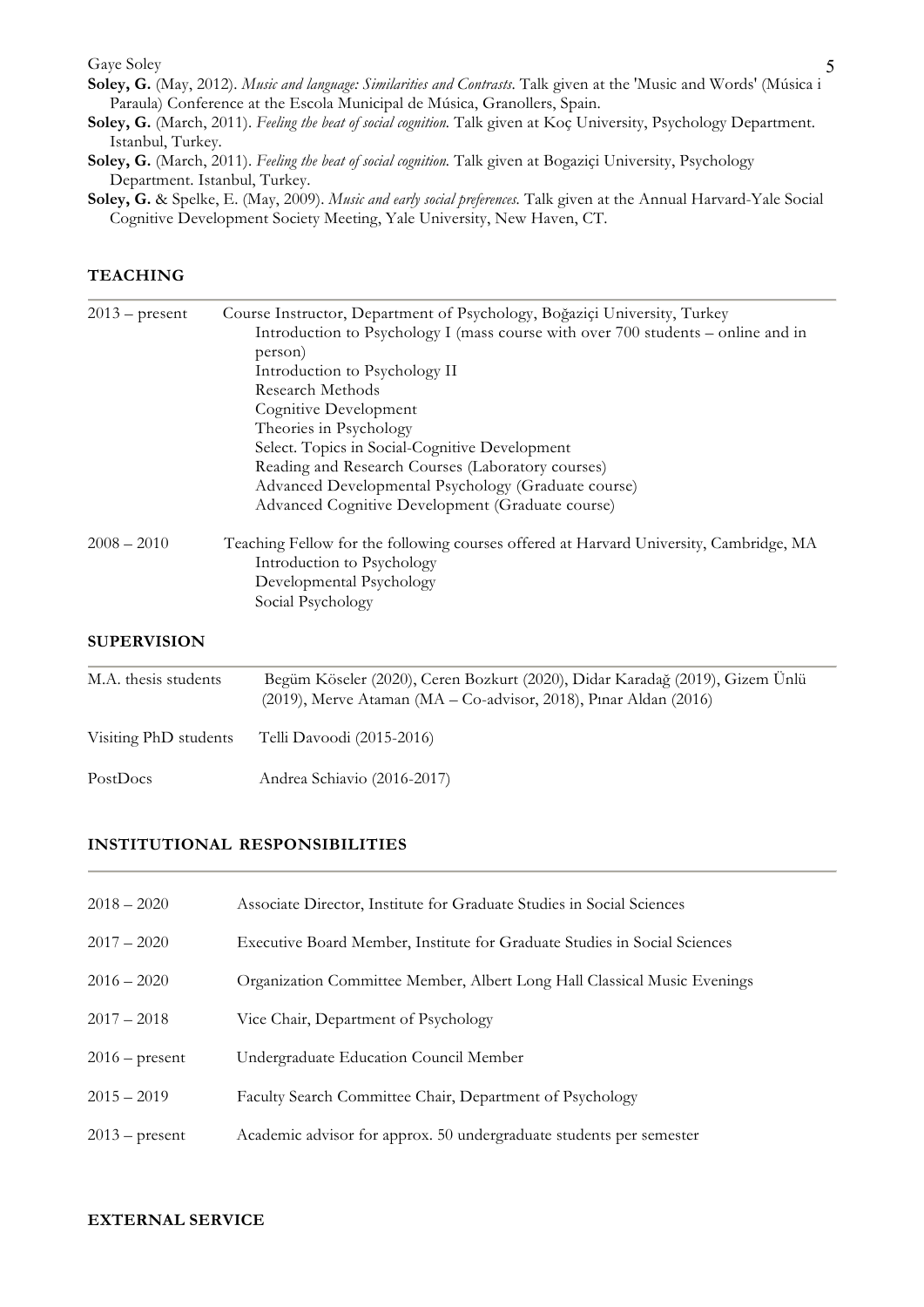**Soley, G.** (May, 2012). *Music and language: Similarities and Contrasts*. Talk given at the 'Music and Words' (Música i Paraula) Conference at the Escola Municipal de Música, Granollers, Spain.

**Soley, G.** (March, 2011). *Feeling the beat of social cognition*. Talk given at Koç University, Psychology Department. Istanbul, Turkey.

**Soley, G.** (March, 2011). *Feeling the beat of social cognition*. Talk given at Bogaziçi University, Psychology Department. Istanbul, Turkey.

**Soley, G.** & Spelke, E. (May, 2009). *Music and early social preferences*. Talk given at the Annual Harvard-Yale Social Cognitive Development Society Meeting, Yale University, New Haven, CT.

## TEACHING

2013 – present — Course Instructor, Department of Psychology, Boğaziçi University, Turkey

- Introduction to Psychology I (mass course with over 700 students – online and in person)
- Introduction to Psychology II
- Research Methods
- Cognitive Development
- Theories in Psychology
- Select. Topics in Social-Cognitive Development
- Reading and Research Courses (Laboratory courses)
- Advanced Developmental Psychology (Graduate course)
- Advanced Cognitive Development (Graduate course)

2008 – 2010 — Teaching Fellow for the following courses offered at Harvard University, Cambridge, MA

- Introduction to Psychology
- Developmental Psychology
- Social Psychology

## SUPERVISION

| | |
|---|---|
| M.A. thesis students | Begüm Köseler (2020), Ceren Bozkurt (2020), Didar Karadağ (2019), Gizem Ünlü (2019), Merve Ataman (MA – Co-advisor, 2018), Pınar Aldan (2016) |
| Visiting PhD students | Telli Davoodi (2015-2016) |
| PostDocs | Andrea Schiavio (2016-2017) |

## INSTITUTIONAL RESPONSIBILITIES

| | |
|---|---|
| 2018 – 2020 | Associate Director, Institute for Graduate Studies in Social Sciences |
| 2017 – 2020 | Executive Board Member, Institute for Graduate Studies in Social Sciences |
| 2016 – 2020 | Organization Committee Member, Albert Long Hall Classical Music Evenings |
| 2017 – 2018 | Vice Chair, Department of Psychology |
| 2016 – present | Undergraduate Education Council Member |
| 2015 – 2019 | Faculty Search Committee Chair, Department of Psychology |
| 2013 – present | Academic advisor for approx. 50 undergraduate students per semester |

## EXTERNAL SERVICE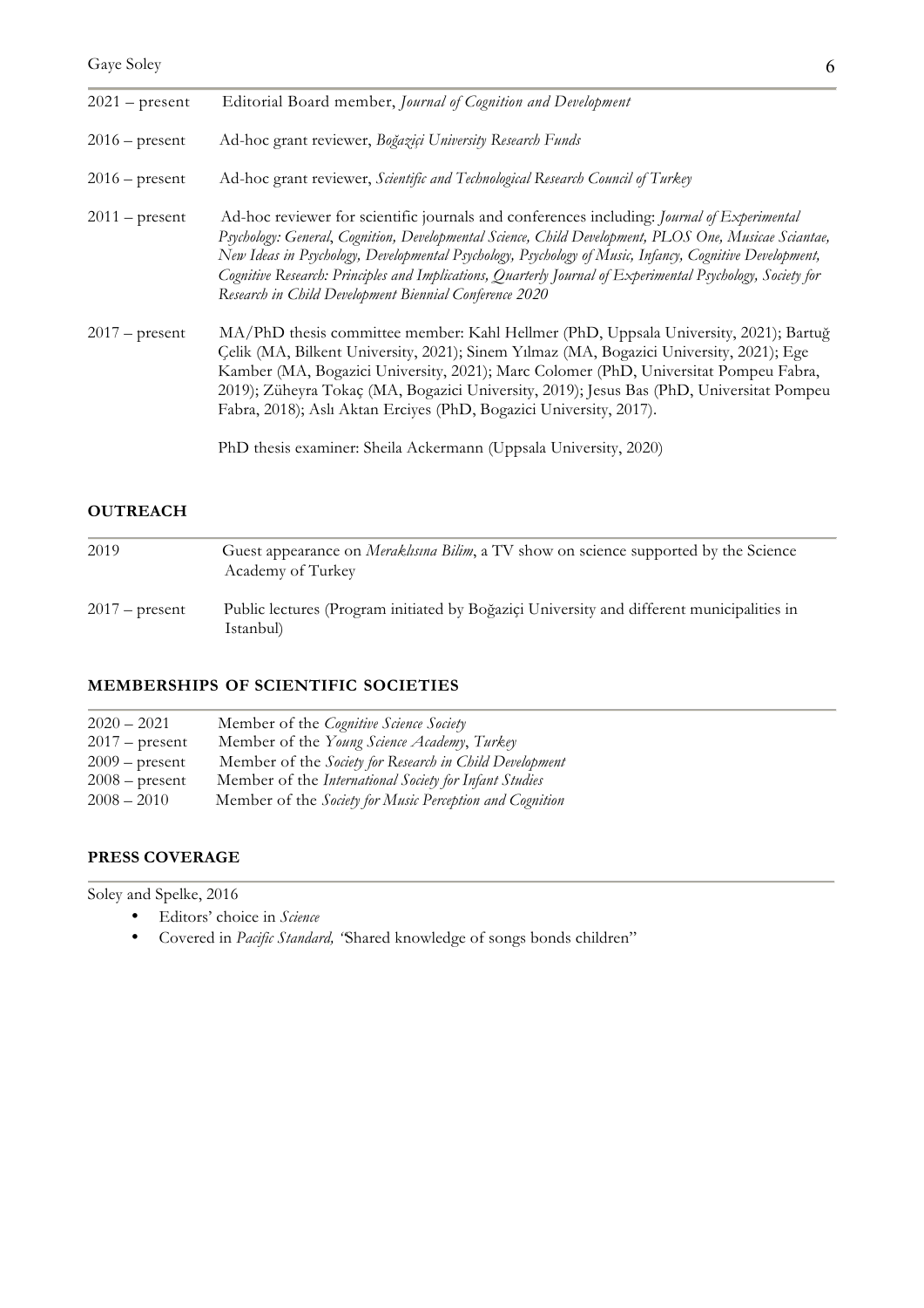2021 – present Editorial Board member, *Journal of Cognition and Development*

2016 – present Ad-hoc grant reviewer, *Boğaziçi University Research Funds*

2016 – present Ad-hoc grant reviewer, *Scientific and Technological Research Council of Turkey*

2011 – present Ad-hoc reviewer for scientific journals and conferences including: *Journal of Experimental Psychology: General*, *Cognition, Developmental Science, Child Development, PLOS One, Musicae Sciantae, New Ideas in Psychology, Developmental Psychology, Psychology of Music, Infancy, Cognitive Development, Cognitive Research: Principles and Implications, Quarterly Journal of Experimental Psychology, Society for Research in Child Development Biennial Conference 2020*

2017 – present MA/PhD thesis committee member: Kahl Hellmer (PhD, Uppsala University, 2021); Bartuğ Çelik (MA, Bilkent University, 2021); Sinem Yılmaz (MA, Bogazici University, 2021); Ege Kamber (MA, Bogazici University, 2021); Marc Colomer (PhD, Universitat Pompeu Fabra, 2019); Züheyra Tokaç (MA, Bogazici University, 2019); Jesus Bas (PhD, Universitat Pompeu Fabra, 2018); Aslı Aktan Erciyes (PhD, Bogazici University, 2017).

PhD thesis examiner: Sheila Ackermann (Uppsala University, 2020)

## OUTREACH

2019 Guest appearance on *Meraklısına Bilim*, a TV show on science supported by the Science Academy of Turkey

2017 – present Public lectures (Program initiated by Boğaziçi University and different municipalities in Istanbul)

## MEMBERSHIPS OF SCIENTIFIC SOCIETIES

2020 – 2021 Member of the *Cognitive Science Society*
2017 – present Member of the *Young Science Academy*, *Turkey*
2009 – present Member of the *Society for Research in Child Development*
2008 – present Member of the *International Society for Infant Studies*
2008 – 2010 Member of the *Society for Music Perception and Cognition*

## PRESS COVERAGE

Soley and Spelke, 2016

- Editors' choice in *Science*
- Covered in *Pacific Standard, "*Shared knowledge of songs bonds children"